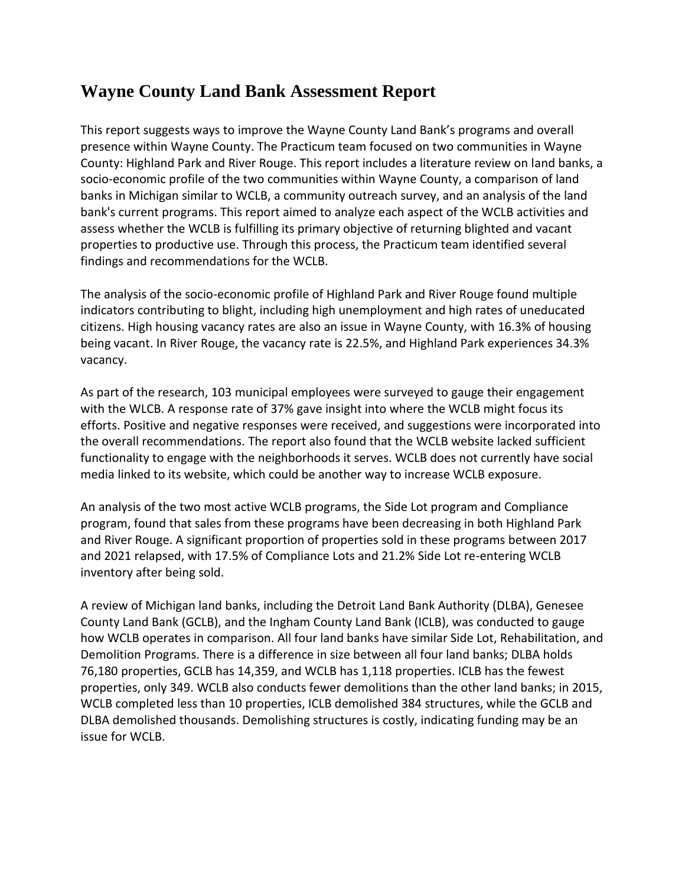# Wayne County Land Bank Assessment Report

This report suggests ways to improve the Wayne County Land Bank's programs and overall presence within Wayne County. The Practicum team focused on two communities in Wayne County: Highland Park and River Rouge. This report includes a literature review on land banks, a socio-economic profile of the two communities within Wayne County, a comparison of land banks in Michigan similar to WCLB, a community outreach survey, and an analysis of the land bank's current programs. This report aimed to analyze each aspect of the WCLB activities and assess whether the WCLB is fulfilling its primary objective of returning blighted and vacant properties to productive use. Through this process, the Practicum team identified several findings and recommendations for the WCLB.

The analysis of the socio-economic profile of Highland Park and River Rouge found multiple indicators contributing to blight, including high unemployment and high rates of uneducated citizens. High housing vacancy rates are also an issue in Wayne County, with 16.3% of housing being vacant. In River Rouge, the vacancy rate is 22.5%, and Highland Park experiences 34.3% vacancy.

As part of the research, 103 municipal employees were surveyed to gauge their engagement with the WLCB. A response rate of 37% gave insight into where the WCLB might focus its efforts. Positive and negative responses were received, and suggestions were incorporated into the overall recommendations. The report also found that the WCLB website lacked sufficient functionality to engage with the neighborhoods it serves. WCLB does not currently have social media linked to its website, which could be another way to increase WCLB exposure.

An analysis of the two most active WCLB programs, the Side Lot program and Compliance program, found that sales from these programs have been decreasing in both Highland Park and River Rouge. A significant proportion of properties sold in these programs between 2017 and 2021 relapsed, with 17.5% of Compliance Lots and 21.2% Side Lot re-entering WCLB inventory after being sold.

A review of Michigan land banks, including the Detroit Land Bank Authority (DLBA), Genesee County Land Bank (GCLB), and the Ingham County Land Bank (ICLB), was conducted to gauge how WCLB operates in comparison. All four land banks have similar Side Lot, Rehabilitation, and Demolition Programs. There is a difference in size between all four land banks; DLBA holds 76,180 properties, GCLB has 14,359, and WCLB has 1,118 properties. ICLB has the fewest properties, only 349. WCLB also conducts fewer demolitions than the other land banks; in 2015, WCLB completed less than 10 properties, ICLB demolished 384 structures, while the GCLB and DLBA demolished thousands. Demolishing structures is costly, indicating funding may be an issue for WCLB.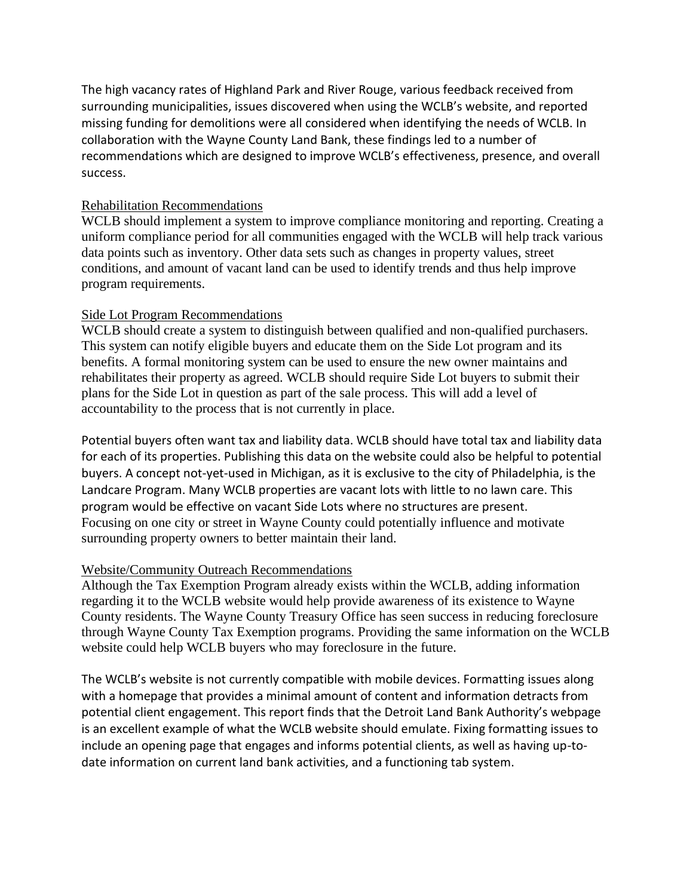The high vacancy rates of Highland Park and River Rouge, various feedback received from surrounding municipalities, issues discovered when using the WCLB's website, and reported missing funding for demolitions were all considered when identifying the needs of WCLB. In collaboration with the Wayne County Land Bank, these findings led to a number of recommendations which are designed to improve WCLB's effectiveness, presence, and overall success.

## Rehabilitation Recommendations

WCLB should implement a system to improve compliance monitoring and reporting. Creating a uniform compliance period for all communities engaged with the WCLB will help track various data points such as inventory. Other data sets such as changes in property values, street conditions, and amount of vacant land can be used to identify trends and thus help improve program requirements.

## Side Lot Program Recommendations

WCLB should create a system to distinguish between qualified and non-qualified purchasers. This system can notify eligible buyers and educate them on the Side Lot program and its benefits. A formal monitoring system can be used to ensure the new owner maintains and rehabilitates their property as agreed. WCLB should require Side Lot buyers to submit their plans for the Side Lot in question as part of the sale process. This will add a level of accountability to the process that is not currently in place.

Potential buyers often want tax and liability data. WCLB should have total tax and liability data for each of its properties. Publishing this data on the website could also be helpful to potential buyers. A concept not-yet-used in Michigan, as it is exclusive to the city of Philadelphia, is the Landcare Program. Many WCLB properties are vacant lots with little to no lawn care. This program would be effective on vacant Side Lots where no structures are present. Focusing on one city or street in Wayne County could potentially influence and motivate surrounding property owners to better maintain their land.

## Website/Community Outreach Recommendations

Although the Tax Exemption Program already exists within the WCLB, adding information regarding it to the WCLB website would help provide awareness of its existence to Wayne County residents. The Wayne County Treasury Office has seen success in reducing foreclosure through Wayne County Tax Exemption programs. Providing the same information on the WCLB website could help WCLB buyers who may foreclosure in the future.

The WCLB's website is not currently compatible with mobile devices. Formatting issues along with a homepage that provides a minimal amount of content and information detracts from potential client engagement. This report finds that the Detroit Land Bank Authority's webpage is an excellent example of what the WCLB website should emulate. Fixing formatting issues to include an opening page that engages and informs potential clients, as well as having up-to-date information on current land bank activities, and a functioning tab system.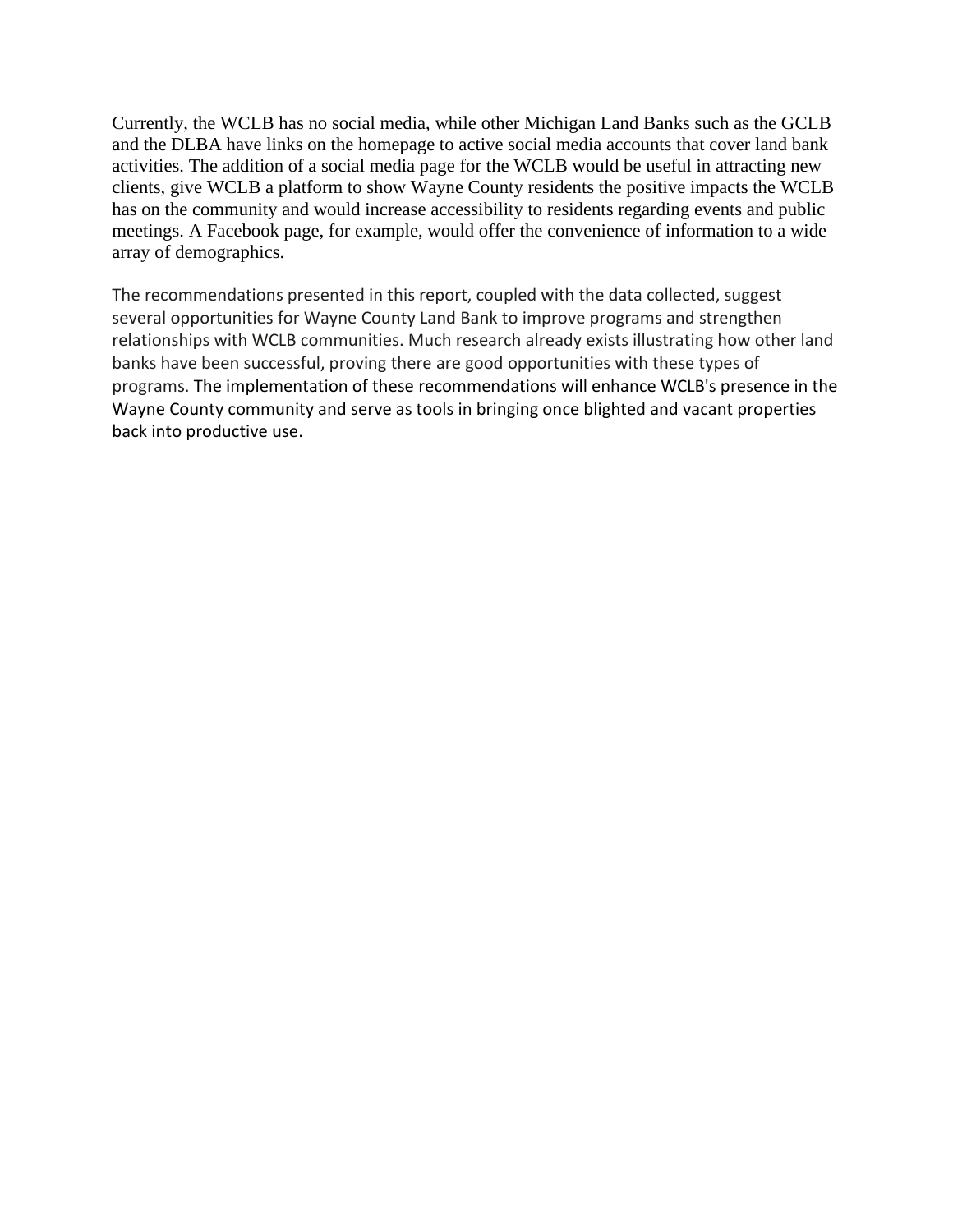Currently, the WCLB has no social media, while other Michigan Land Banks such as the GCLB and the DLBA have links on the homepage to active social media accounts that cover land bank activities. The addition of a social media page for the WCLB would be useful in attracting new clients, give WCLB a platform to show Wayne County residents the positive impacts the WCLB has on the community and would increase accessibility to residents regarding events and public meetings. A Facebook page, for example, would offer the convenience of information to a wide array of demographics.

The recommendations presented in this report, coupled with the data collected, suggest several opportunities for Wayne County Land Bank to improve programs and strengthen relationships with WCLB communities. Much research already exists illustrating how other land banks have been successful, proving there are good opportunities with these types of programs. The implementation of these recommendations will enhance WCLB's presence in the Wayne County community and serve as tools in bringing once blighted and vacant properties back into productive use.